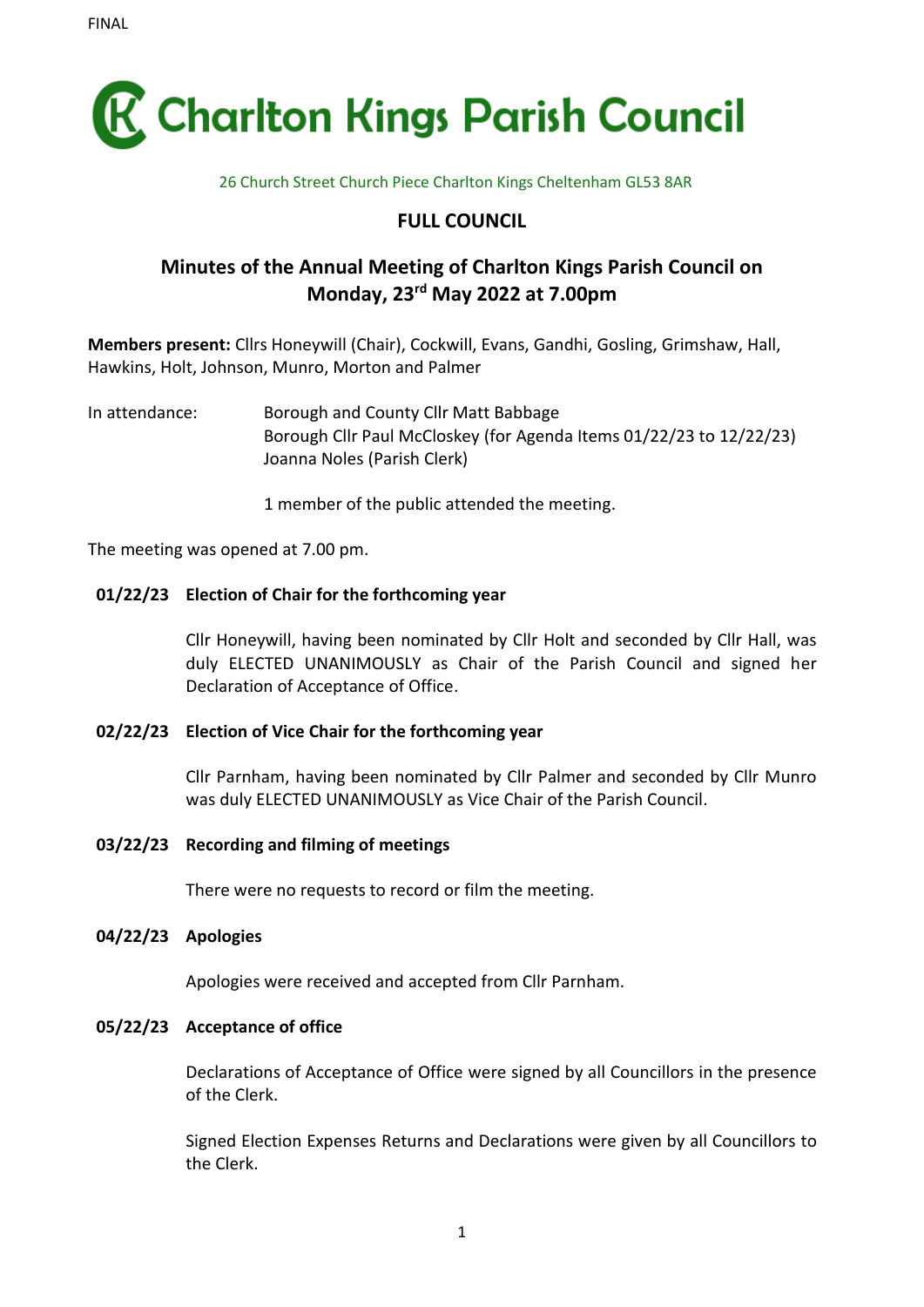FINAL

# Charlton Kings Parish Council

26 Church Street Church Piece Charlton Kings Cheltenham GL53 8AR

## FULL COUNCIL

## Minutes of the Annual Meeting of Charlton Kings Parish Council on Monday, 23rd May 2022 at 7.00pm

**Members present:** Cllrs Honeywill (Chair), Cockwill, Evans, Gandhi, Gosling, Grimshaw, Hall, Hawkins, Holt, Johnson, Munro, Morton and Palmer

In attendance:
Borough and County Cllr Matt Babbage
Borough Cllr Paul McCloskey (for Agenda Items 01/22/23 to 12/22/23)
Joanna Noles (Parish Clerk)

1 member of the public attended the meeting.

The meeting was opened at 7.00 pm.

**01/22/23 Election of Chair for the forthcoming year**

Cllr Honeywill, having been nominated by Cllr Holt and seconded by Cllr Hall, was duly ELECTED UNANIMOUSLY as Chair of the Parish Council and signed her Declaration of Acceptance of Office.

**02/22/23 Election of Vice Chair for the forthcoming year**

Cllr Parnham, having been nominated by Cllr Palmer and seconded by Cllr Munro was duly ELECTED UNANIMOUSLY as Vice Chair of the Parish Council.

**03/22/23 Recording and filming of meetings**

There were no requests to record or film the meeting.

**04/22/23 Apologies**

Apologies were received and accepted from Cllr Parnham.

**05/22/23 Acceptance of office**

Declarations of Acceptance of Office were signed by all Councillors in the presence of the Clerk.

Signed Election Expenses Returns and Declarations were given by all Councillors to the Clerk.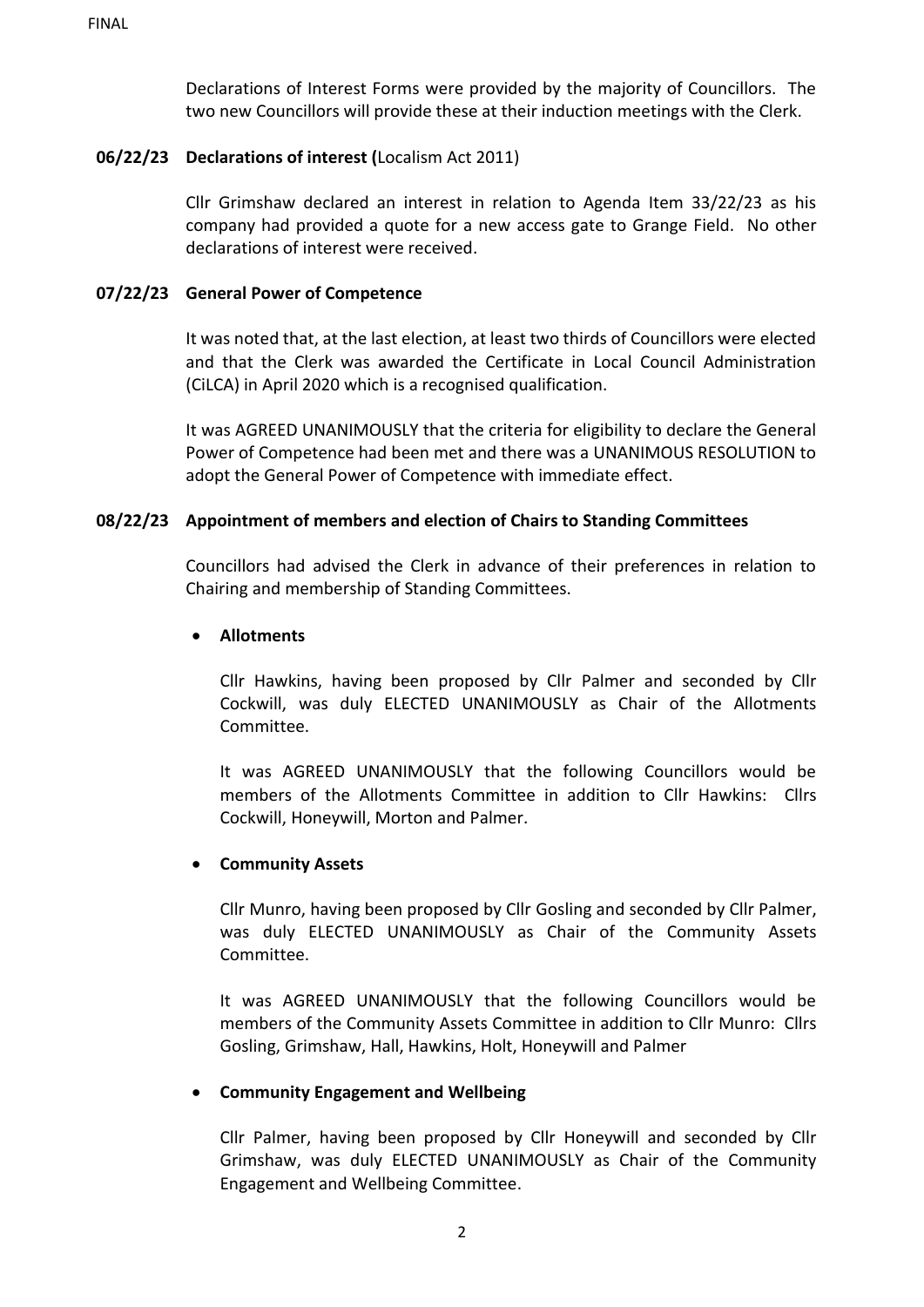Declarations of Interest Forms were provided by the majority of Councillors. The two new Councillors will provide these at their induction meetings with the Clerk.

**06/22/23 Declarations of interest (**Localism Act 2011)

Cllr Grimshaw declared an interest in relation to Agenda Item 33/22/23 as his company had provided a quote for a new access gate to Grange Field. No other declarations of interest were received.

**07/22/23 General Power of Competence**

It was noted that, at the last election, at least two thirds of Councillors were elected and that the Clerk was awarded the Certificate in Local Council Administration (CiLCA) in April 2020 which is a recognised qualification.

It was AGREED UNANIMOUSLY that the criteria for eligibility to declare the General Power of Competence had been met and there was a UNANIMOUS RESOLUTION to adopt the General Power of Competence with immediate effect.

**08/22/23 Appointment of members and election of Chairs to Standing Committees**

Councillors had advised the Clerk in advance of their preferences in relation to Chairing and membership of Standing Committees.

- **Allotments**

Cllr Hawkins, having been proposed by Cllr Palmer and seconded by Cllr Cockwill, was duly ELECTED UNANIMOUSLY as Chair of the Allotments Committee.

It was AGREED UNANIMOUSLY that the following Councillors would be members of the Allotments Committee in addition to Cllr Hawkins: Cllrs Cockwill, Honeywill, Morton and Palmer.

- **Community Assets**

Cllr Munro, having been proposed by Cllr Gosling and seconded by Cllr Palmer, was duly ELECTED UNANIMOUSLY as Chair of the Community Assets Committee.

It was AGREED UNANIMOUSLY that the following Councillors would be members of the Community Assets Committee in addition to Cllr Munro: Cllrs Gosling, Grimshaw, Hall, Hawkins, Holt, Honeywill and Palmer

- **Community Engagement and Wellbeing**

Cllr Palmer, having been proposed by Cllr Honeywill and seconded by Cllr Grimshaw, was duly ELECTED UNANIMOUSLY as Chair of the Community Engagement and Wellbeing Committee.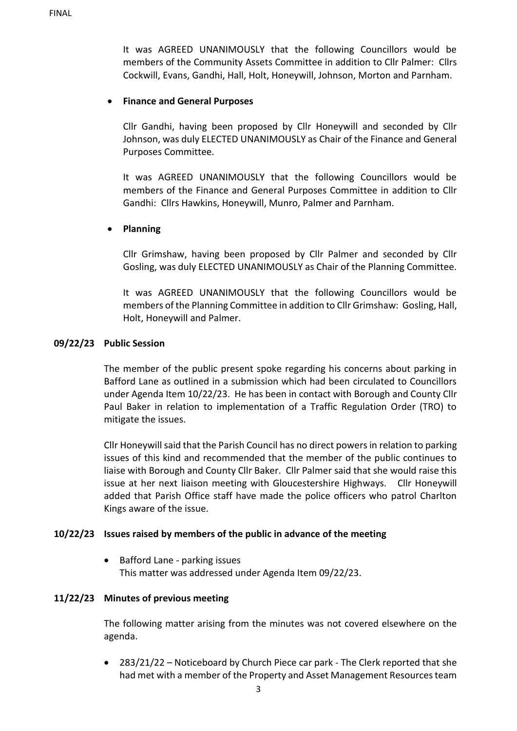It was AGREED UNANIMOUSLY that the following Councillors would be members of the Community Assets Committee in addition to Cllr Palmer: Cllrs Cockwill, Evans, Gandhi, Hall, Holt, Honeywill, Johnson, Morton and Parnham.

- **Finance and General Purposes**

  Cllr Gandhi, having been proposed by Cllr Honeywill and seconded by Cllr Johnson, was duly ELECTED UNANIMOUSLY as Chair of the Finance and General Purposes Committee.

  It was AGREED UNANIMOUSLY that the following Councillors would be members of the Finance and General Purposes Committee in addition to Cllr Gandhi: Cllrs Hawkins, Honeywill, Munro, Palmer and Parnham.

- **Planning**

  Cllr Grimshaw, having been proposed by Cllr Palmer and seconded by Cllr Gosling, was duly ELECTED UNANIMOUSLY as Chair of the Planning Committee.

  It was AGREED UNANIMOUSLY that the following Councillors would be members of the Planning Committee in addition to Cllr Grimshaw: Gosling, Hall, Holt, Honeywill and Palmer.

## 09/22/23 Public Session

The member of the public present spoke regarding his concerns about parking in Bafford Lane as outlined in a submission which had been circulated to Councillors under Agenda Item 10/22/23. He has been in contact with Borough and County Cllr Paul Baker in relation to implementation of a Traffic Regulation Order (TRO) to mitigate the issues.

Cllr Honeywill said that the Parish Council has no direct powers in relation to parking issues of this kind and recommended that the member of the public continues to liaise with Borough and County Cllr Baker. Cllr Palmer said that she would raise this issue at her next liaison meeting with Gloucestershire Highways. Cllr Honeywill added that Parish Office staff have made the police officers who patrol Charlton Kings aware of the issue.

## 10/22/23 Issues raised by members of the public in advance of the meeting

- Bafford Lane - parking issues
  This matter was addressed under Agenda Item 09/22/23.

## 11/22/23 Minutes of previous meeting

The following matter arising from the minutes was not covered elsewhere on the agenda.

- 283/21/22 – Noticeboard by Church Piece car park - The Clerk reported that she had met with a member of the Property and Asset Management Resources team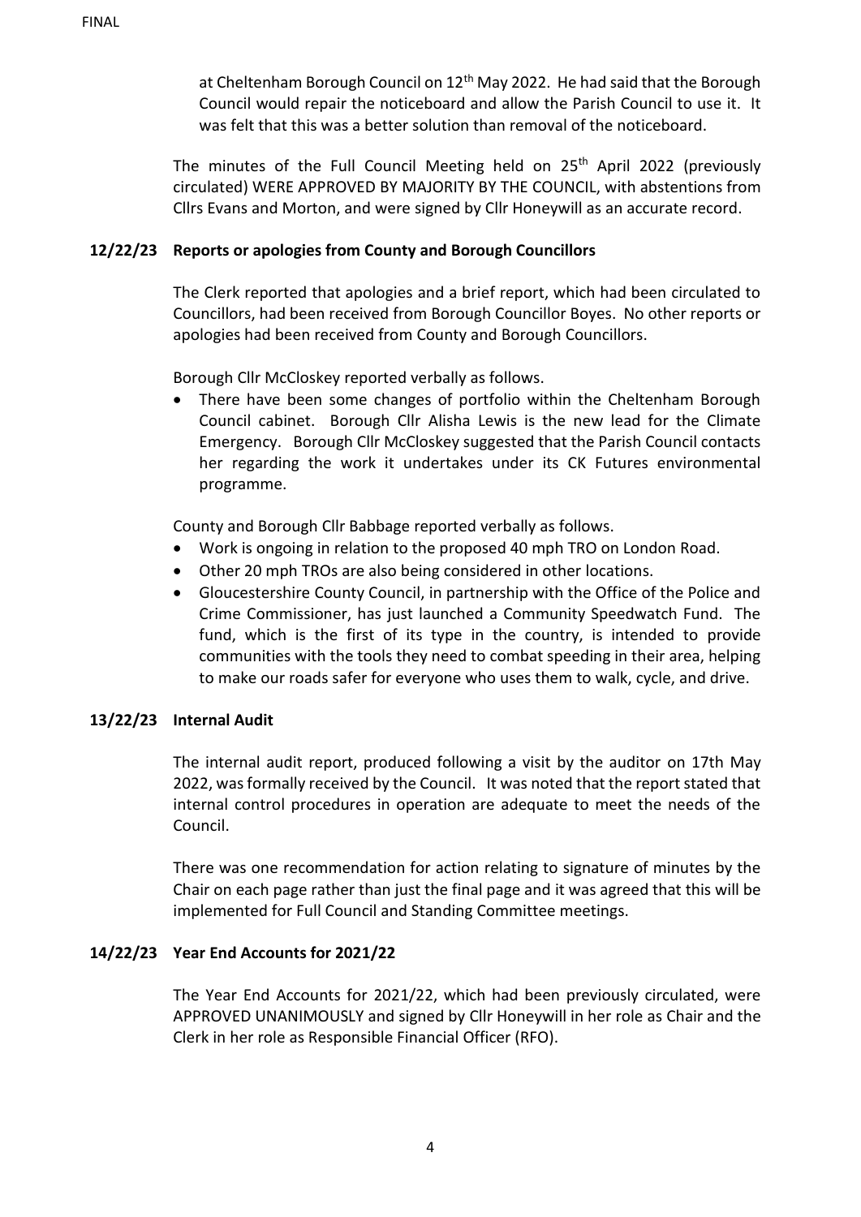at Cheltenham Borough Council on 12th May 2022. He had said that the Borough Council would repair the noticeboard and allow the Parish Council to use it. It was felt that this was a better solution than removal of the noticeboard.

The minutes of the Full Council Meeting held on 25th April 2022 (previously circulated) WERE APPROVED BY MAJORITY BY THE COUNCIL, with abstentions from Cllrs Evans and Morton, and were signed by Cllr Honeywill as an accurate record.

**12/22/23 Reports or apologies from County and Borough Councillors**

The Clerk reported that apologies and a brief report, which had been circulated to Councillors, had been received from Borough Councillor Boyes. No other reports or apologies had been received from County and Borough Councillors.

Borough Cllr McCloskey reported verbally as follows.

- There have been some changes of portfolio within the Cheltenham Borough Council cabinet. Borough Cllr Alisha Lewis is the new lead for the Climate Emergency. Borough Cllr McCloskey suggested that the Parish Council contacts her regarding the work it undertakes under its CK Futures environmental programme.

County and Borough Cllr Babbage reported verbally as follows.

- Work is ongoing in relation to the proposed 40 mph TRO on London Road.
- Other 20 mph TROs are also being considered in other locations.
- Gloucestershire County Council, in partnership with the Office of the Police and Crime Commissioner, has just launched a Community Speedwatch Fund. The fund, which is the first of its type in the country, is intended to provide communities with the tools they need to combat speeding in their area, helping to make our roads safer for everyone who uses them to walk, cycle, and drive.

**13/22/23 Internal Audit**

The internal audit report, produced following a visit by the auditor on 17th May 2022, was formally received by the Council. It was noted that the report stated that internal control procedures in operation are adequate to meet the needs of the Council.

There was one recommendation for action relating to signature of minutes by the Chair on each page rather than just the final page and it was agreed that this will be implemented for Full Council and Standing Committee meetings.

**14/22/23 Year End Accounts for 2021/22**

The Year End Accounts for 2021/22, which had been previously circulated, were APPROVED UNANIMOUSLY and signed by Cllr Honeywill in her role as Chair and the Clerk in her role as Responsible Financial Officer (RFO).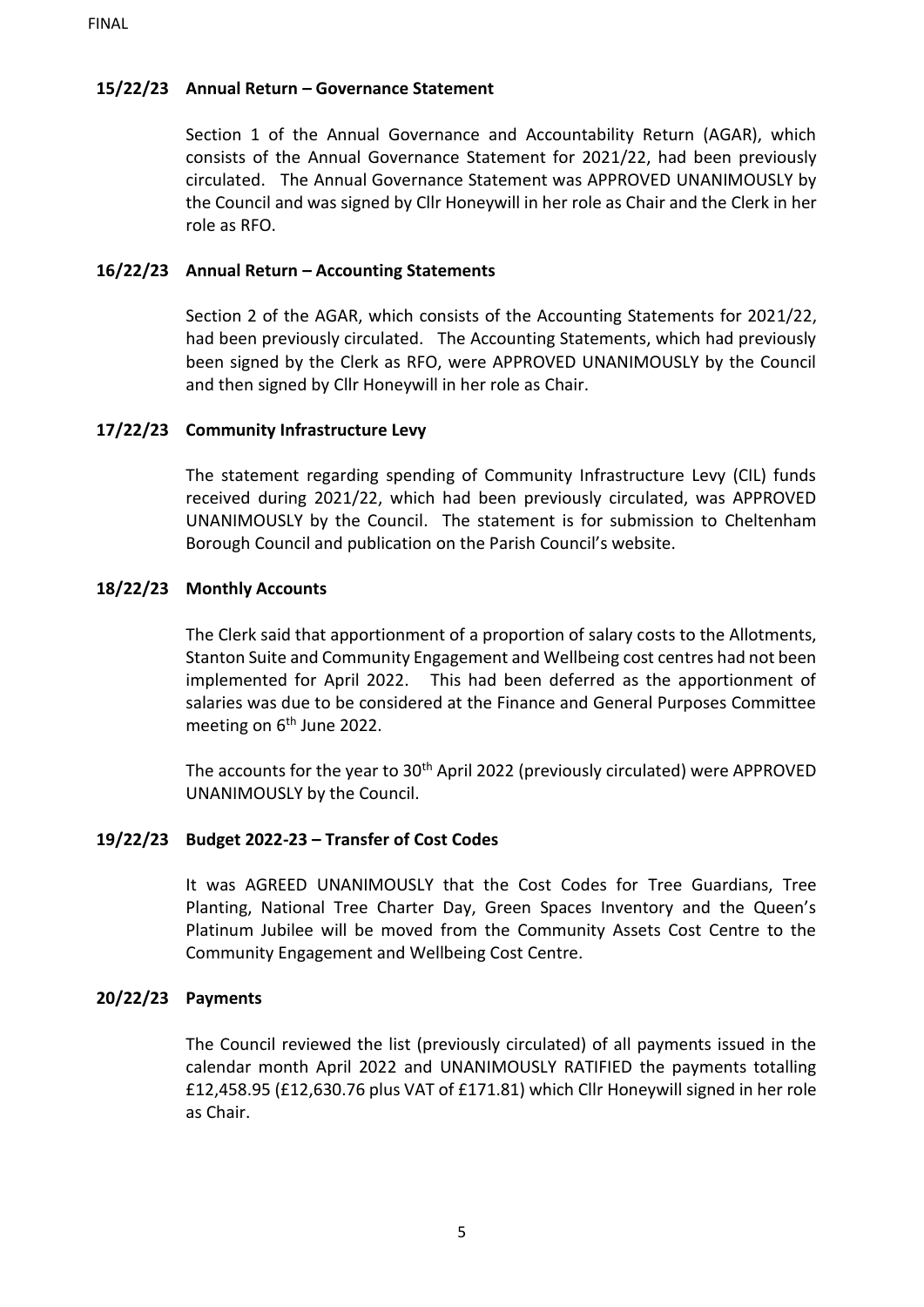FINAL

### 15/22/23 Annual Return – Governance Statement

Section 1 of the Annual Governance and Accountability Return (AGAR), which consists of the Annual Governance Statement for 2021/22, had been previously circulated. The Annual Governance Statement was APPROVED UNANIMOUSLY by the Council and was signed by Cllr Honeywill in her role as Chair and the Clerk in her role as RFO.

### 16/22/23 Annual Return – Accounting Statements

Section 2 of the AGAR, which consists of the Accounting Statements for 2021/22, had been previously circulated. The Accounting Statements, which had previously been signed by the Clerk as RFO, were APPROVED UNANIMOUSLY by the Council and then signed by Cllr Honeywill in her role as Chair.

### 17/22/23 Community Infrastructure Levy

The statement regarding spending of Community Infrastructure Levy (CIL) funds received during 2021/22, which had been previously circulated, was APPROVED UNANIMOUSLY by the Council. The statement is for submission to Cheltenham Borough Council and publication on the Parish Council's website.

### 18/22/23 Monthly Accounts

The Clerk said that apportionment of a proportion of salary costs to the Allotments, Stanton Suite and Community Engagement and Wellbeing cost centres had not been implemented for April 2022. This had been deferred as the apportionment of salaries was due to be considered at the Finance and General Purposes Committee meeting on 6th June 2022.

The accounts for the year to 30th April 2022 (previously circulated) were APPROVED UNANIMOUSLY by the Council.

### 19/22/23 Budget 2022-23 – Transfer of Cost Codes

It was AGREED UNANIMOUSLY that the Cost Codes for Tree Guardians, Tree Planting, National Tree Charter Day, Green Spaces Inventory and the Queen's Platinum Jubilee will be moved from the Community Assets Cost Centre to the Community Engagement and Wellbeing Cost Centre.

### 20/22/23 Payments

The Council reviewed the list (previously circulated) of all payments issued in the calendar month April 2022 and UNANIMOUSLY RATIFIED the payments totalling £12,458.95 (£12,630.76 plus VAT of £171.81) which Cllr Honeywill signed in her role as Chair.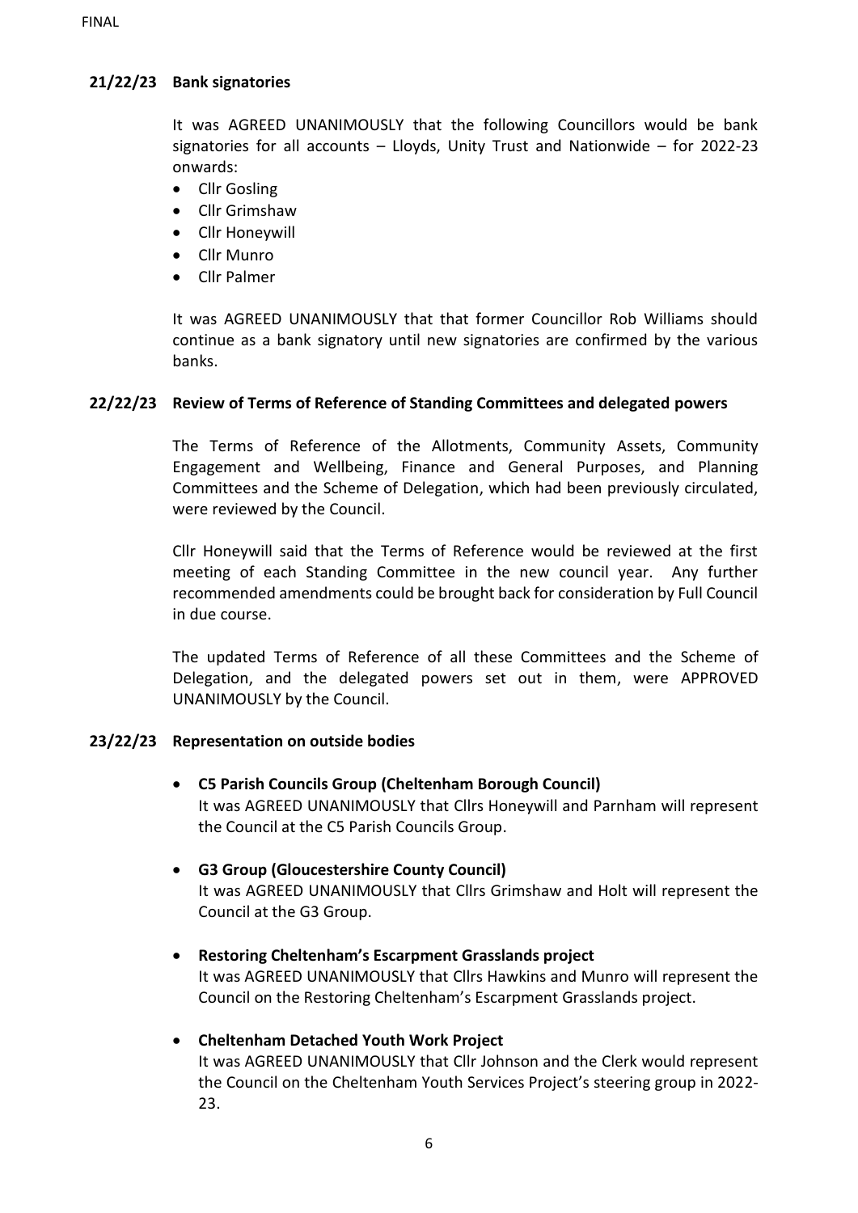**21/22/23 Bank signatories**

It was AGREED UNANIMOUSLY that the following Councillors would be bank signatories for all accounts – Lloyds, Unity Trust and Nationwide – for 2022-23 onwards:

- Cllr Gosling
- Cllr Grimshaw
- Cllr Honeywill
- Cllr Munro
- Cllr Palmer

It was AGREED UNANIMOUSLY that that former Councillor Rob Williams should continue as a bank signatory until new signatories are confirmed by the various banks.

**22/22/23 Review of Terms of Reference of Standing Committees and delegated powers**

The Terms of Reference of the Allotments, Community Assets, Community Engagement and Wellbeing, Finance and General Purposes, and Planning Committees and the Scheme of Delegation, which had been previously circulated, were reviewed by the Council.

Cllr Honeywill said that the Terms of Reference would be reviewed at the first meeting of each Standing Committee in the new council year. Any further recommended amendments could be brought back for consideration by Full Council in due course.

The updated Terms of Reference of all these Committees and the Scheme of Delegation, and the delegated powers set out in them, were APPROVED UNANIMOUSLY by the Council.

**23/22/23 Representation on outside bodies**

- **C5 Parish Councils Group (Cheltenham Borough Council)**
  It was AGREED UNANIMOUSLY that Cllrs Honeywill and Parnham will represent the Council at the C5 Parish Councils Group.

- **G3 Group (Gloucestershire County Council)**
  It was AGREED UNANIMOUSLY that Cllrs Grimshaw and Holt will represent the Council at the G3 Group.

- **Restoring Cheltenham's Escarpment Grasslands project**
  It was AGREED UNANIMOUSLY that Cllrs Hawkins and Munro will represent the Council on the Restoring Cheltenham's Escarpment Grasslands project.

- **Cheltenham Detached Youth Work Project**
  It was AGREED UNANIMOUSLY that Cllr Johnson and the Clerk would represent the Council on the Cheltenham Youth Services Project's steering group in 2022-23.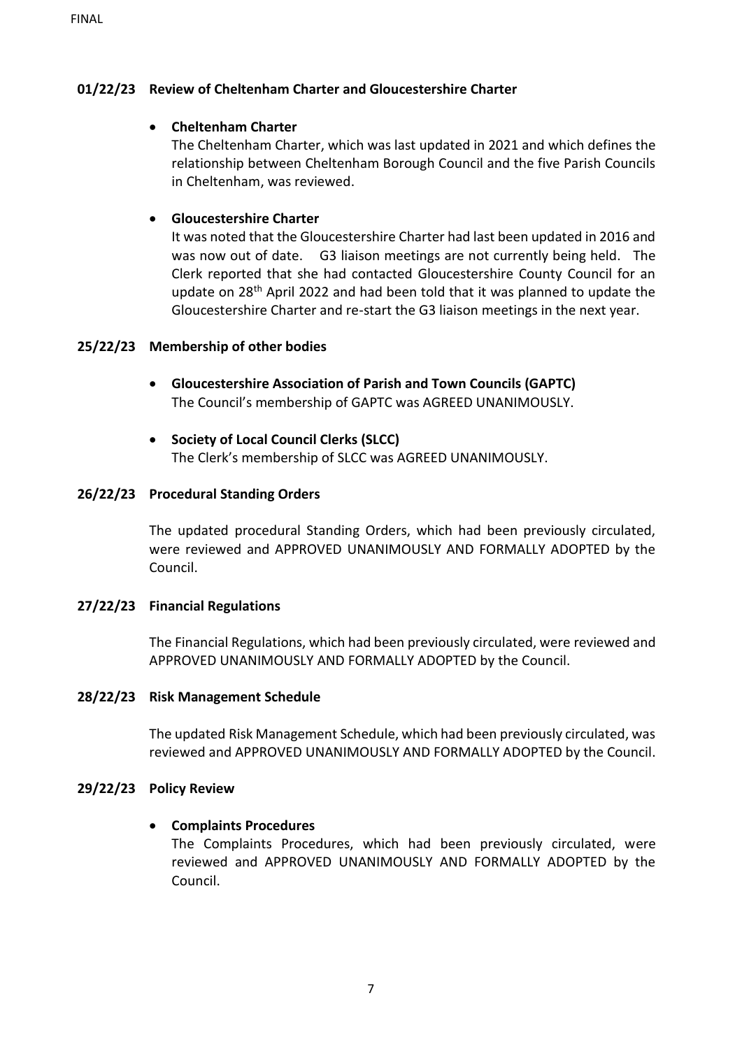## 01/22/23 Review of Cheltenham Charter and Gloucestershire Charter

- **Cheltenham Charter**
  The Cheltenham Charter, which was last updated in 2021 and which defines the relationship between Cheltenham Borough Council and the five Parish Councils in Cheltenham, was reviewed.

- **Gloucestershire Charter**
  It was noted that the Gloucestershire Charter had last been updated in 2016 and was now out of date. G3 liaison meetings are not currently being held. The Clerk reported that she had contacted Gloucestershire County Council for an update on 28th April 2022 and had been told that it was planned to update the Gloucestershire Charter and re-start the G3 liaison meetings in the next year.

## 25/22/23 Membership of other bodies

- **Gloucestershire Association of Parish and Town Councils (GAPTC)**
  The Council's membership of GAPTC was AGREED UNANIMOUSLY.

- **Society of Local Council Clerks (SLCC)**
  The Clerk's membership of SLCC was AGREED UNANIMOUSLY.

## 26/22/23 Procedural Standing Orders

The updated procedural Standing Orders, which had been previously circulated, were reviewed and APPROVED UNANIMOUSLY AND FORMALLY ADOPTED by the Council.

## 27/22/23 Financial Regulations

The Financial Regulations, which had been previously circulated, were reviewed and APPROVED UNANIMOUSLY AND FORMALLY ADOPTED by the Council.

## 28/22/23 Risk Management Schedule

The updated Risk Management Schedule, which had been previously circulated, was reviewed and APPROVED UNANIMOUSLY AND FORMALLY ADOPTED by the Council.

## 29/22/23 Policy Review

- **Complaints Procedures**
  The Complaints Procedures, which had been previously circulated, were reviewed and APPROVED UNANIMOUSLY AND FORMALLY ADOPTED by the Council.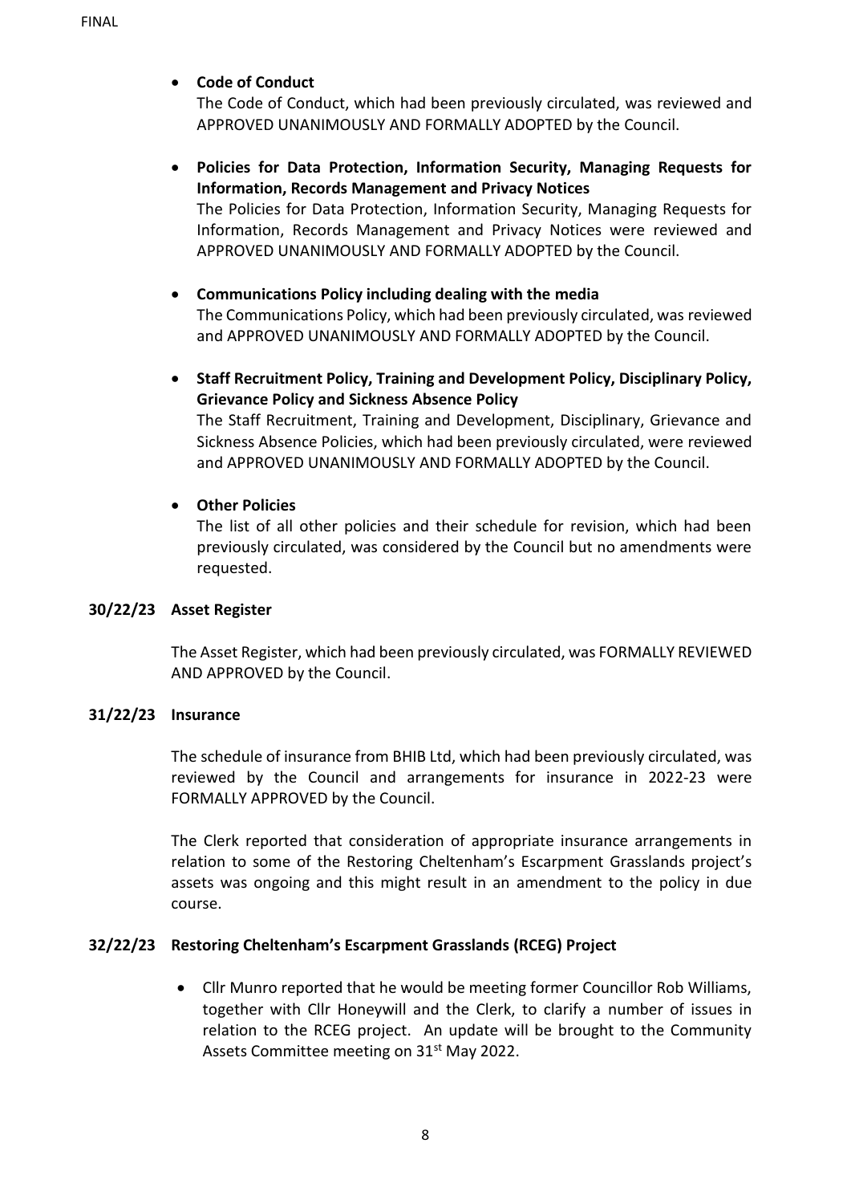- **Code of Conduct**
  The Code of Conduct, which had been previously circulated, was reviewed and APPROVED UNANIMOUSLY AND FORMALLY ADOPTED by the Council.

- **Policies for Data Protection, Information Security, Managing Requests for Information, Records Management and Privacy Notices**
  The Policies for Data Protection, Information Security, Managing Requests for Information, Records Management and Privacy Notices were reviewed and APPROVED UNANIMOUSLY AND FORMALLY ADOPTED by the Council.

- **Communications Policy including dealing with the media**
  The Communications Policy, which had been previously circulated, was reviewed and APPROVED UNANIMOUSLY AND FORMALLY ADOPTED by the Council.

- **Staff Recruitment Policy, Training and Development Policy, Disciplinary Policy, Grievance Policy and Sickness Absence Policy**
  The Staff Recruitment, Training and Development, Disciplinary, Grievance and Sickness Absence Policies, which had been previously circulated, were reviewed and APPROVED UNANIMOUSLY AND FORMALLY ADOPTED by the Council.

- **Other Policies**
  The list of all other policies and their schedule for revision, which had been previously circulated, was considered by the Council but no amendments were requested.

**30/22/23 Asset Register**

The Asset Register, which had been previously circulated, was FORMALLY REVIEWED AND APPROVED by the Council.

**31/22/23 Insurance**

The schedule of insurance from BHIB Ltd, which had been previously circulated, was reviewed by the Council and arrangements for insurance in 2022-23 were FORMALLY APPROVED by the Council.

The Clerk reported that consideration of appropriate insurance arrangements in relation to some of the Restoring Cheltenham's Escarpment Grasslands project's assets was ongoing and this might result in an amendment to the policy in due course.

**32/22/23 Restoring Cheltenham's Escarpment Grasslands (RCEG) Project**

- Cllr Munro reported that he would be meeting former Councillor Rob Williams, together with Cllr Honeywill and the Clerk, to clarify a number of issues in relation to the RCEG project. An update will be brought to the Community Assets Committee meeting on 31st May 2022.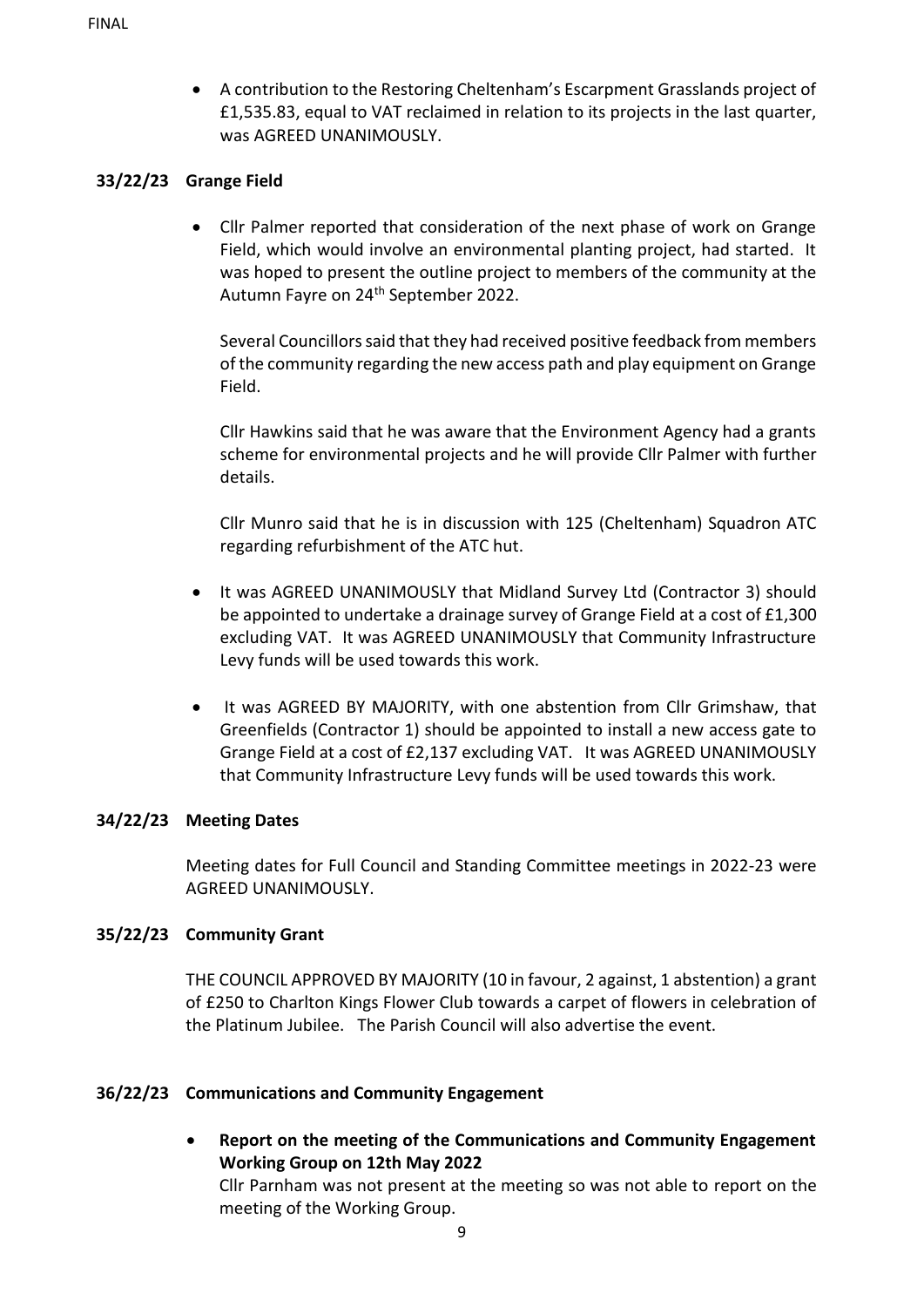- A contribution to the Restoring Cheltenham's Escarpment Grasslands project of £1,535.83, equal to VAT reclaimed in relation to its projects in the last quarter, was AGREED UNANIMOUSLY.

**33/22/23 Grange Field**

- Cllr Palmer reported that consideration of the next phase of work on Grange Field, which would involve an environmental planting project, had started. It was hoped to present the outline project to members of the community at the Autumn Fayre on 24th September 2022.

  Several Councillors said that they had received positive feedback from members of the community regarding the new access path and play equipment on Grange Field.

  Cllr Hawkins said that he was aware that the Environment Agency had a grants scheme for environmental projects and he will provide Cllr Palmer with further details.

  Cllr Munro said that he is in discussion with 125 (Cheltenham) Squadron ATC regarding refurbishment of the ATC hut.

- It was AGREED UNANIMOUSLY that Midland Survey Ltd (Contractor 3) should be appointed to undertake a drainage survey of Grange Field at a cost of £1,300 excluding VAT. It was AGREED UNANIMOUSLY that Community Infrastructure Levy funds will be used towards this work.

- It was AGREED BY MAJORITY, with one abstention from Cllr Grimshaw, that Greenfields (Contractor 1) should be appointed to install a new access gate to Grange Field at a cost of £2,137 excluding VAT. It was AGREED UNANIMOUSLY that Community Infrastructure Levy funds will be used towards this work.

**34/22/23 Meeting Dates**

Meeting dates for Full Council and Standing Committee meetings in 2022-23 were AGREED UNANIMOUSLY.

**35/22/23 Community Grant**

THE COUNCIL APPROVED BY MAJORITY (10 in favour, 2 against, 1 abstention) a grant of £250 to Charlton Kings Flower Club towards a carpet of flowers in celebration of the Platinum Jubilee. The Parish Council will also advertise the event.

**36/22/23 Communications and Community Engagement**

- **Report on the meeting of the Communications and Community Engagement Working Group on 12th May 2022**
  Cllr Parnham was not present at the meeting so was not able to report on the meeting of the Working Group.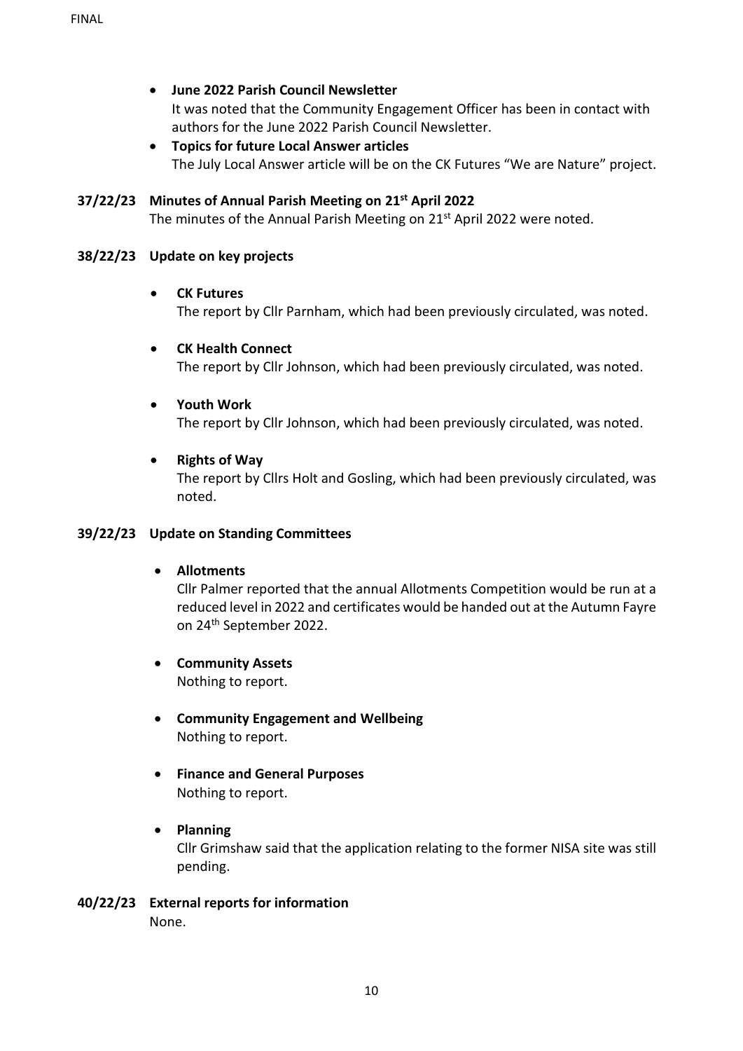- **June 2022 Parish Council Newsletter**
  It was noted that the Community Engagement Officer has been in contact with authors for the June 2022 Parish Council Newsletter.
- **Topics for future Local Answer articles**
  The July Local Answer article will be on the CK Futures "We are Nature" project.

**37/22/23 Minutes of Annual Parish Meeting on 21st April 2022**

The minutes of the Annual Parish Meeting on 21st April 2022 were noted.

**38/22/23 Update on key projects**

- **CK Futures**
  The report by Cllr Parnham, which had been previously circulated, was noted.

- **CK Health Connect**
  The report by Cllr Johnson, which had been previously circulated, was noted.

- **Youth Work**
  The report by Cllr Johnson, which had been previously circulated, was noted.

- **Rights of Way**
  The report by Cllrs Holt and Gosling, which had been previously circulated, was noted.

**39/22/23 Update on Standing Committees**

- **Allotments**
  Cllr Palmer reported that the annual Allotments Competition would be run at a reduced level in 2022 and certificates would be handed out at the Autumn Fayre on 24th September 2022.

- **Community Assets**
  Nothing to report.

- **Community Engagement and Wellbeing**
  Nothing to report.

- **Finance and General Purposes**
  Nothing to report.

- **Planning**
  Cllr Grimshaw said that the application relating to the former NISA site was still pending.

**40/22/23 External reports for information**

None.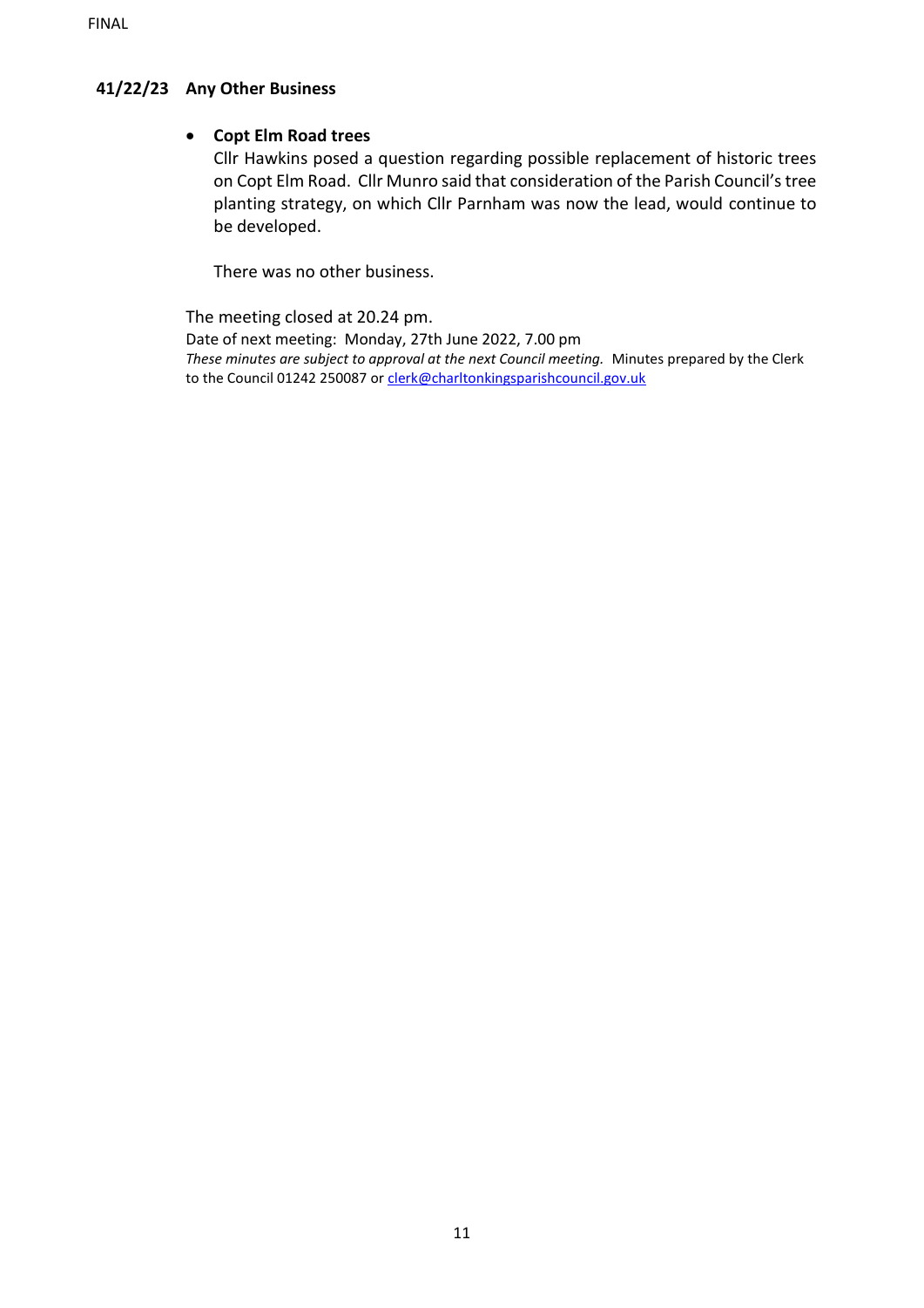**41/22/23 Any Other Business**

- **Copt Elm Road trees**

  Cllr Hawkins posed a question regarding possible replacement of historic trees on Copt Elm Road. Cllr Munro said that consideration of the Parish Council's tree planting strategy, on which Cllr Parnham was now the lead, would continue to be developed.

  There was no other business.

The meeting closed at 20.24 pm.

Date of next meeting: Monday, 27th June 2022, 7.00 pm

*These minutes are subject to approval at the next Council meeting.* Minutes prepared by the Clerk to the Council 01242 250087 or clerk@charltonkingsparishcouncil.gov.uk